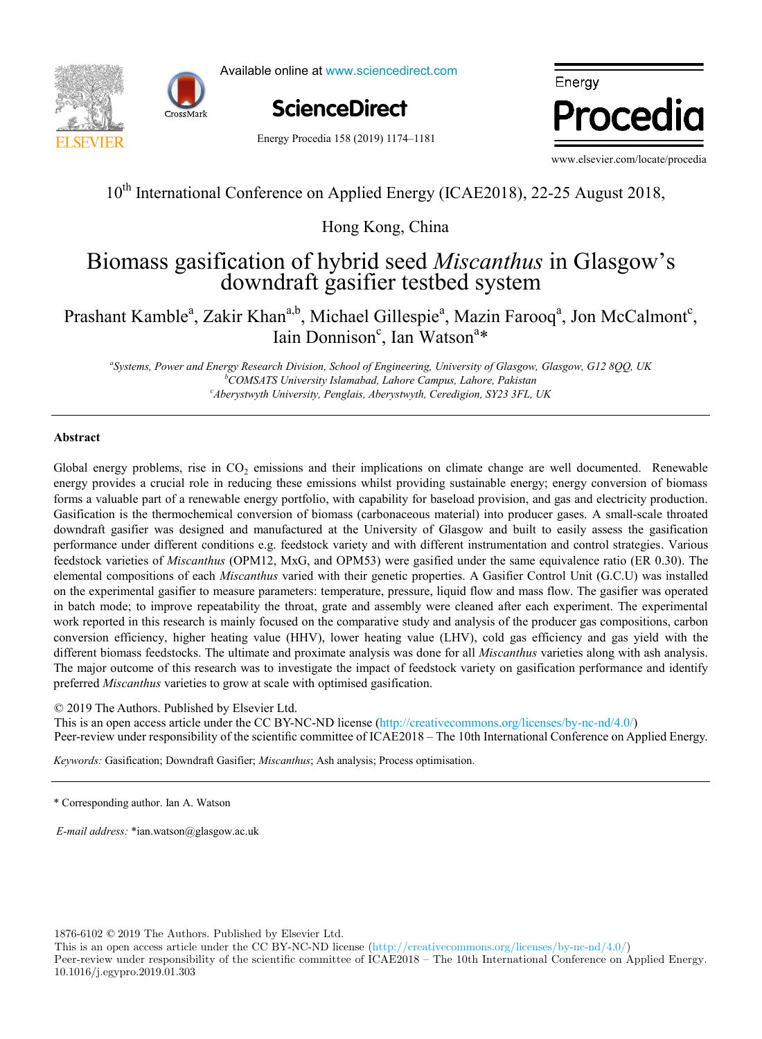10th International Conference on Applied Energy (ICAE2018), 22-25 August 2018, Hong Kong, China

# Biomass gasification of hybrid seed *Miscanthus* in Glasgow's downdraft gasifier testbed system

Prashant Kamble[a], Zakir Khan[a,b], Michael Gillespie[a], Mazin Farooq[a], Jon McCalmont[c], Iain Donnison[c], Ian Watson[a]*

[a]*Systems, Power and Energy Research Division, School of Engineering, University of Glasgow, Glasgow, G12 8QQ, UK*
[b]*COMSATS University Islamabad, Lahore Campus, Lahore, Pakistan*
[c]*Aberystwyth University, Penglais, Aberystwyth, Ceredigion, SY23 3FL, UK*

## Abstract

Global energy problems, rise in $CO_2$ emissions and their implications on climate change are well documented. Renewable energy provides a crucial role in reducing these emissions whilst providing sustainable energy; energy conversion of biomass forms a valuable part of a renewable energy portfolio, with capability for baseload provision, and gas and electricity production. Gasification is the thermochemical conversion of biomass (carbonaceous material) into producer gases. A small-scale throated downdraft gasifier was designed and manufactured at the University of Glasgow and built to easily assess the gasification performance under different conditions e.g. feedstock variety and with different instrumentation and control strategies. Various feedstock varieties of *Miscanthus* (OPM12, MxG, and OPM53) were gasified under the same equivalence ratio (ER 0.30). The elemental compositions of each *Miscanthus* varied with their genetic properties. A Gasifier Control Unit (G.C.U) was installed on the experimental gasifier to measure parameters: temperature, pressure, liquid flow and mass flow. The gasifier was operated in batch mode; to improve repeatability the throat, grate and assembly were cleaned after each experiment. The experimental work reported in this research is mainly focused on the comparative study and analysis of the producer gas compositions, carbon conversion efficiency, higher heating value (HHV), lower heating value (LHV), cold gas efficiency and gas yield with the different biomass feedstocks. The ultimate and proximate analysis was done for all *Miscanthus* varieties along with ash analysis. The major outcome of this research was to investigate the impact of feedstock variety on gasification performance and identify preferred *Miscanthus* varieties to grow at scale with optimised gasification.

© 2019 The Authors. Published by Elsevier Ltd.
This is an open access article under the CC BY-NC-ND license (http://creativecommons.org/licenses/by-nc-nd/4.0/)
Peer-review under responsibility of the scientific committee of ICAE2018 – The 10th International Conference on Applied Energy.

*Keywords:* Gasification; Downdraft Gasifier; *Miscanthus*; Ash analysis; Process optimisation.

---

\* Corresponding author. Ian A. Watson

*E-mail address:* *ian.watson@glasgow.ac.uk

1876-6102 © 2019 The Authors. Published by Elsevier Ltd.
This is an open access article under the CC BY-NC-ND license (http://creativecommons.org/licenses/by-nc-nd/4.0/)
Peer-review under responsibility of the scientific committee of ICAE2018 – The 10th International Conference on Applied Energy.
10.1016/j.egypro.2019.01.303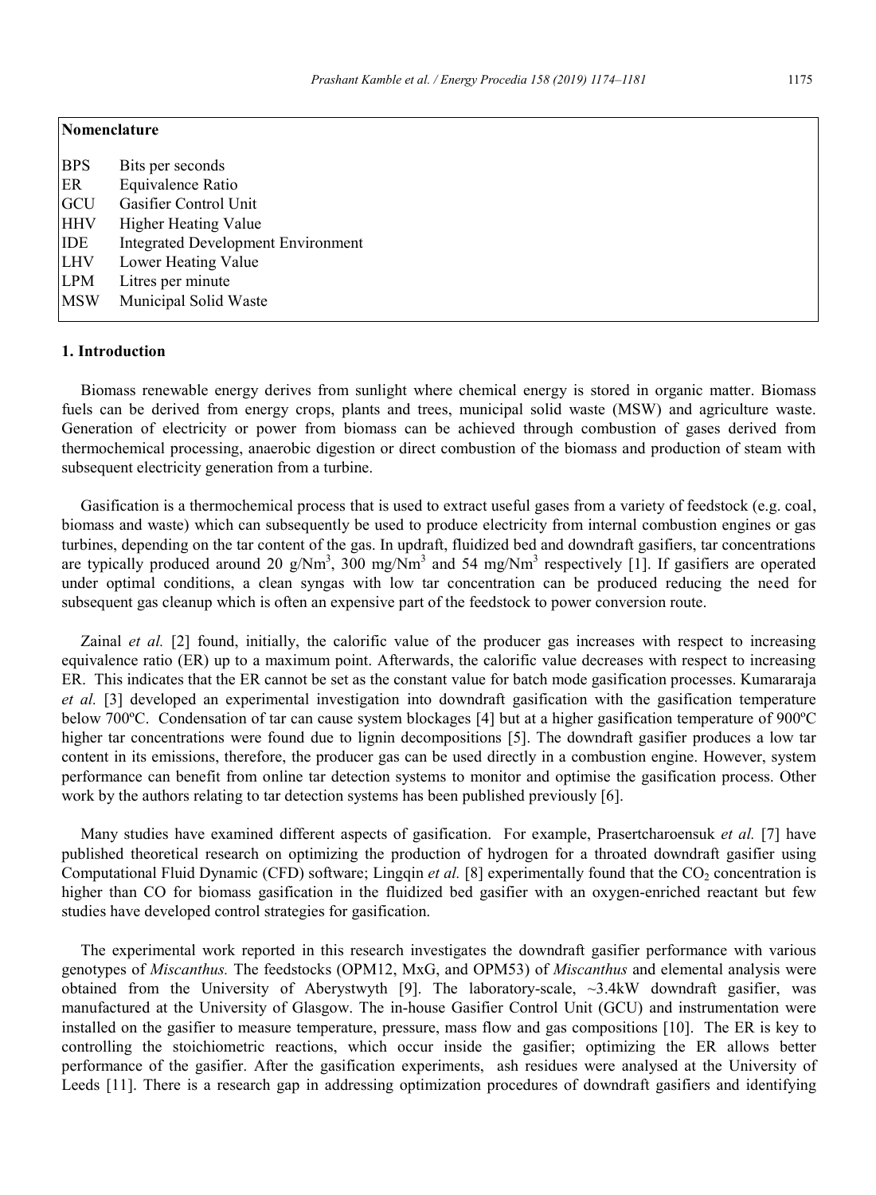## Nomenclature

| | |
|---|---|
| BPS | Bits per seconds |
| ER | Equivalence Ratio |
| GCU | Gasifier Control Unit |
| HHV | Higher Heating Value |
| IDE | Integrated Development Environment |
| LHV | Lower Heating Value |
| LPM | Litres per minute |
| MSW | Municipal Solid Waste |

## 1. Introduction

Biomass renewable energy derives from sunlight where chemical energy is stored in organic matter. Biomass fuels can be derived from energy crops, plants and trees, municipal solid waste (MSW) and agriculture waste. Generation of electricity or power from biomass can be achieved through combustion of gases derived from thermochemical processing, anaerobic digestion or direct combustion of the biomass and production of steam with subsequent electricity generation from a turbine.

Gasification is a thermochemical process that is used to extract useful gases from a variety of feedstock (e.g. coal, biomass and waste) which can subsequently be used to produce electricity from internal combustion engines or gas turbines, depending on the tar content of the gas. In updraft, fluidized bed and downdraft gasifiers, tar concentrations are typically produced around 20 g/Nm$^3$, 300 mg/Nm$^3$ and 54 mg/Nm$^3$ respectively [1]. If gasifiers are operated under optimal conditions, a clean syngas with low tar concentration can be produced reducing the need for subsequent gas cleanup which is often an expensive part of the feedstock to power conversion route.

Zainal *et al.* [2] found, initially, the calorific value of the producer gas increases with respect to increasing equivalence ratio (ER) up to a maximum point. Afterwards, the calorific value decreases with respect to increasing ER. This indicates that the ER cannot be set as the constant value for batch mode gasification processes. Kumararaja *et al.* [3] developed an experimental investigation into downdraft gasification with the gasification temperature below 700ºC. Condensation of tar can cause system blockages [4] but at a higher gasification temperature of 900ºC higher tar concentrations were found due to lignin decompositions [5]. The downdraft gasifier produces a low tar content in its emissions, therefore, the producer gas can be used directly in a combustion engine. However, system performance can benefit from online tar detection systems to monitor and optimise the gasification process. Other work by the authors relating to tar detection systems has been published previously [6].

Many studies have examined different aspects of gasification. For example, Prasertcharoensuk *et al.* [7] have published theoretical research on optimizing the production of hydrogen for a throated downdraft gasifier using Computational Fluid Dynamic (CFD) software; Lingqin *et al.* [8] experimentally found that the $CO_2$ concentration is higher than CO for biomass gasification in the fluidized bed gasifier with an oxygen-enriched reactant but few studies have developed control strategies for gasification.

The experimental work reported in this research investigates the downdraft gasifier performance with various genotypes of *Miscanthus.* The feedstocks (OPM12, MxG, and OPM53) of *Miscanthus* and elemental analysis were obtained from the University of Aberystwyth [9]. The laboratory-scale, ~3.4kW downdraft gasifier, was manufactured at the University of Glasgow. The in-house Gasifier Control Unit (GCU) and instrumentation were installed on the gasifier to measure temperature, pressure, mass flow and gas compositions [10]. The ER is key to controlling the stoichiometric reactions, which occur inside the gasifier; optimizing the ER allows better performance of the gasifier. After the gasification experiments, ash residues were analysed at the University of Leeds [11]. There is a research gap in addressing optimization procedures of downdraft gasifiers and identifying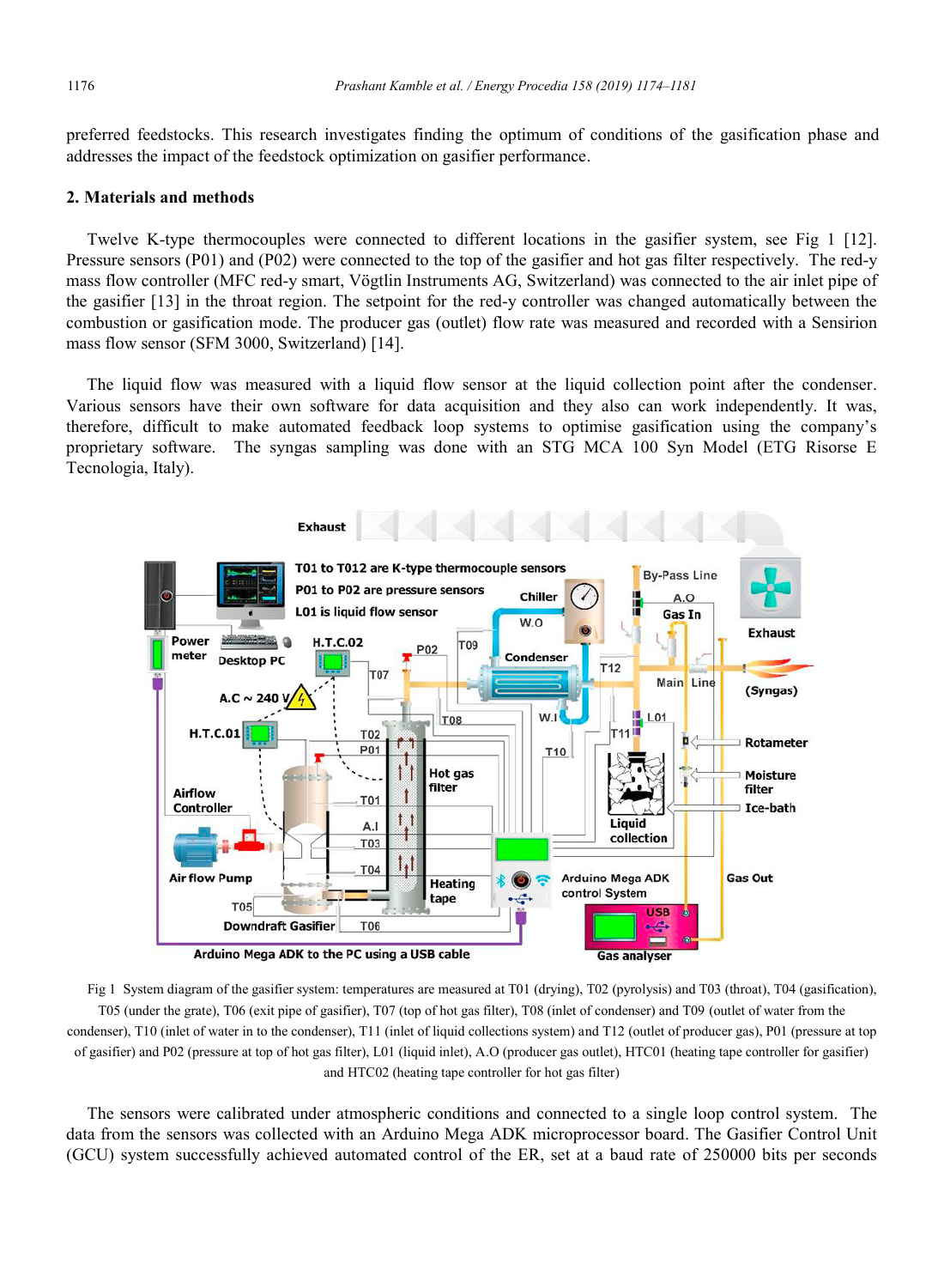preferred feedstocks. This research investigates finding the optimum of conditions of the gasification phase and addresses the impact of the feedstock optimization on gasifier performance.

## 2. Materials and methods

Twelve K-type thermocouples were connected to different locations in the gasifier system, see Fig 1 [12]. Pressure sensors (P01) and (P02) were connected to the top of the gasifier and hot gas filter respectively. The red-y mass flow controller (MFC red-y smart, Vögtlin Instruments AG, Switzerland) was connected to the air inlet pipe of the gasifier [13] in the throat region. The setpoint for the red-y controller was changed automatically between the combustion or gasification mode. The producer gas (outlet) flow rate was measured and recorded with a Sensirion mass flow sensor (SFM 3000, Switzerland) [14].

The liquid flow was measured with a liquid flow sensor at the liquid collection point after the condenser. Various sensors have their own software for data acquisition and they also can work independently. It was, therefore, difficult to make automated feedback loop systems to optimise gasification using the company's proprietary software. The syngas sampling was done with an STG MCA 100 Syn Model (ETG Risorse E Tecnologia, Italy).

Fig 1 System diagram of the gasifier system: temperatures are measured at T01 (drying), T02 (pyrolysis) and T03 (throat), T04 (gasification), T05 (under the grate), T06 (exit pipe of gasifier), T07 (top of hot gas filter), T08 (inlet of condenser) and T09 (outlet of water from the condenser), T10 (inlet of water in to the condenser), T11 (inlet of liquid collections system) and T12 (outlet of producer gas), P01 (pressure at top of gasifier) and P02 (pressure at top of hot gas filter), L01 (liquid inlet), A.O (producer gas outlet), HTC01 (heating tape controller for gasifier) and HTC02 (heating tape controller for hot gas filter)

The sensors were calibrated under atmospheric conditions and connected to a single loop control system. The data from the sensors was collected with an Arduino Mega ADK microprocessor board. The Gasifier Control Unit (GCU) system successfully achieved automated control of the ER, set at a baud rate of 250000 bits per seconds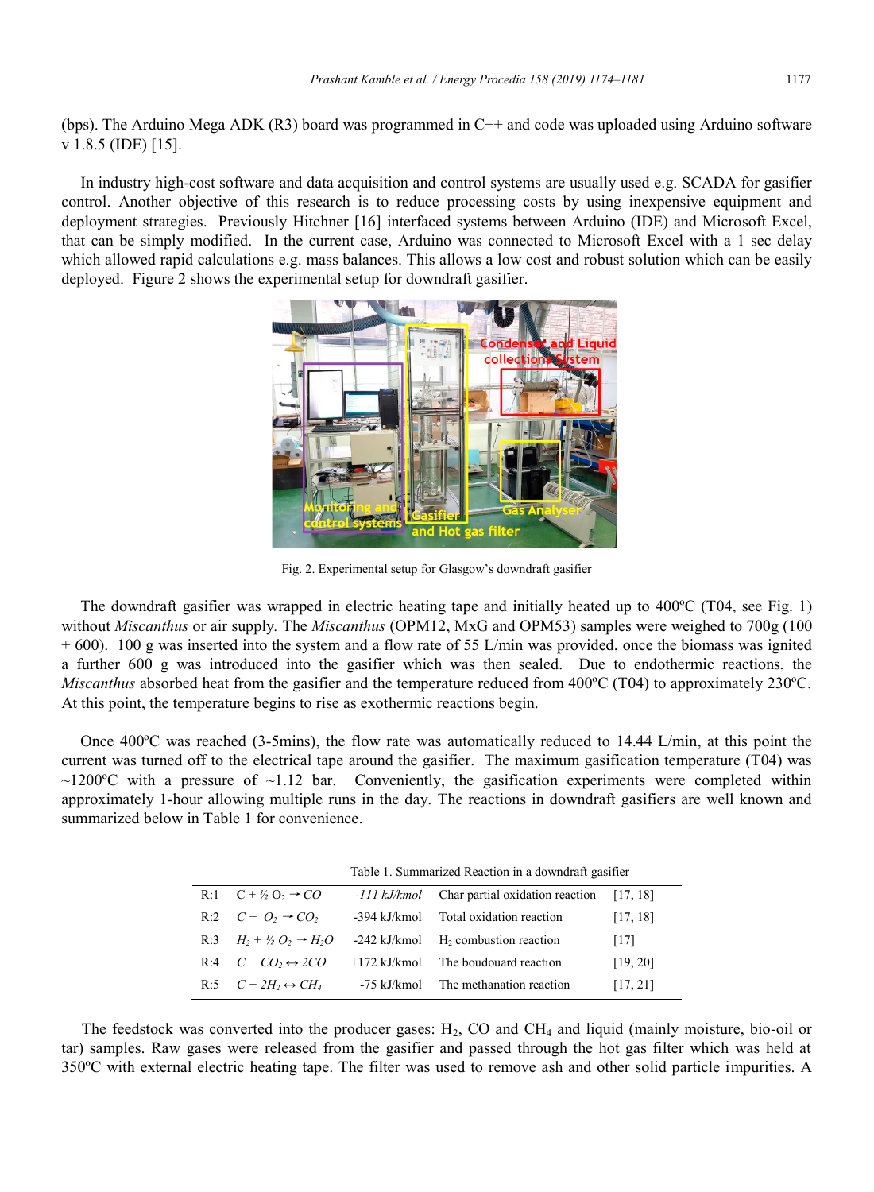(bps). The Arduino Mega ADK (R3) board was programmed in C++ and code was uploaded using Arduino software v 1.8.5 (IDE) [15].

In industry high-cost software and data acquisition and control systems are usually used e.g. SCADA for gasifier control. Another objective of this research is to reduce processing costs by using inexpensive equipment and deployment strategies. Previously Hitchner [16] interfaced systems between Arduino (IDE) and Microsoft Excel, that can be simply modified. In the current case, Arduino was connected to Microsoft Excel with a 1 sec delay which allowed rapid calculations e.g. mass balances. This allows a low cost and robust solution which can be easily deployed. Figure 2 shows the experimental setup for downdraft gasifier.

Fig. 2. Experimental setup for Glasgow's downdraft gasifier

The downdraft gasifier was wrapped in electric heating tape and initially heated up to 400ºC (T04, see Fig. 1) without *Miscanthus* or air supply. The *Miscanthus* (OPM12, MxG and OPM53) samples were weighed to 700g (100 + 600). 100 g was inserted into the system and a flow rate of 55 L/min was provided, once the biomass was ignited a further 600 g was introduced into the gasifier which was then sealed. Due to endothermic reactions, the *Miscanthus* absorbed heat from the gasifier and the temperature reduced from 400ºC (T04) to approximately 230ºC. At this point, the temperature begins to rise as exothermic reactions begin.

Once 400ºC was reached (3-5mins), the flow rate was automatically reduced to 14.44 L/min, at this point the current was turned off to the electrical tape around the gasifier. The maximum gasification temperature (T04) was ~1200ºC with a pressure of ~1.12 bar. Conveniently, the gasification experiments were completed within approximately 1-hour allowing multiple runs in the day. The reactions in downdraft gasifiers are well known and summarized below in Table 1 for convenience.

Table 1. Summarized Reaction in a downdraft gasifier

| | | | | |
|---|---|---|---|---|
| R:1 | $C + ½ O_2 \rightarrow CO$ | *-111 kJ/kmol* | Char partial oxidation reaction | [17, 18] |
| R:2 | $C + O_2 \rightarrow CO_2$ | -394 kJ/kmol | Total oxidation reaction | [17, 18] |
| R:3 | $H_2 + ½ O_2 \rightarrow H_2O$ | -242 kJ/kmol | $H_2$ combustion reaction | [17] |
| R:4 | $C + CO_2 \leftrightarrow 2CO$ | +172 kJ/kmol | The boudouard reaction | [19, 20] |
| R:5 | $C + 2H_2 \leftrightarrow CH_4$ | -75 kJ/kmol | The methanation reaction | [17, 21] |

The feedstock was converted into the producer gases: $H_2$, CO and $CH_4$ and liquid (mainly moisture, bio-oil or tar) samples. Raw gases were released from the gasifier and passed through the hot gas filter which was held at 350ºC with external electric heating tape. The filter was used to remove ash and other solid particle impurities. A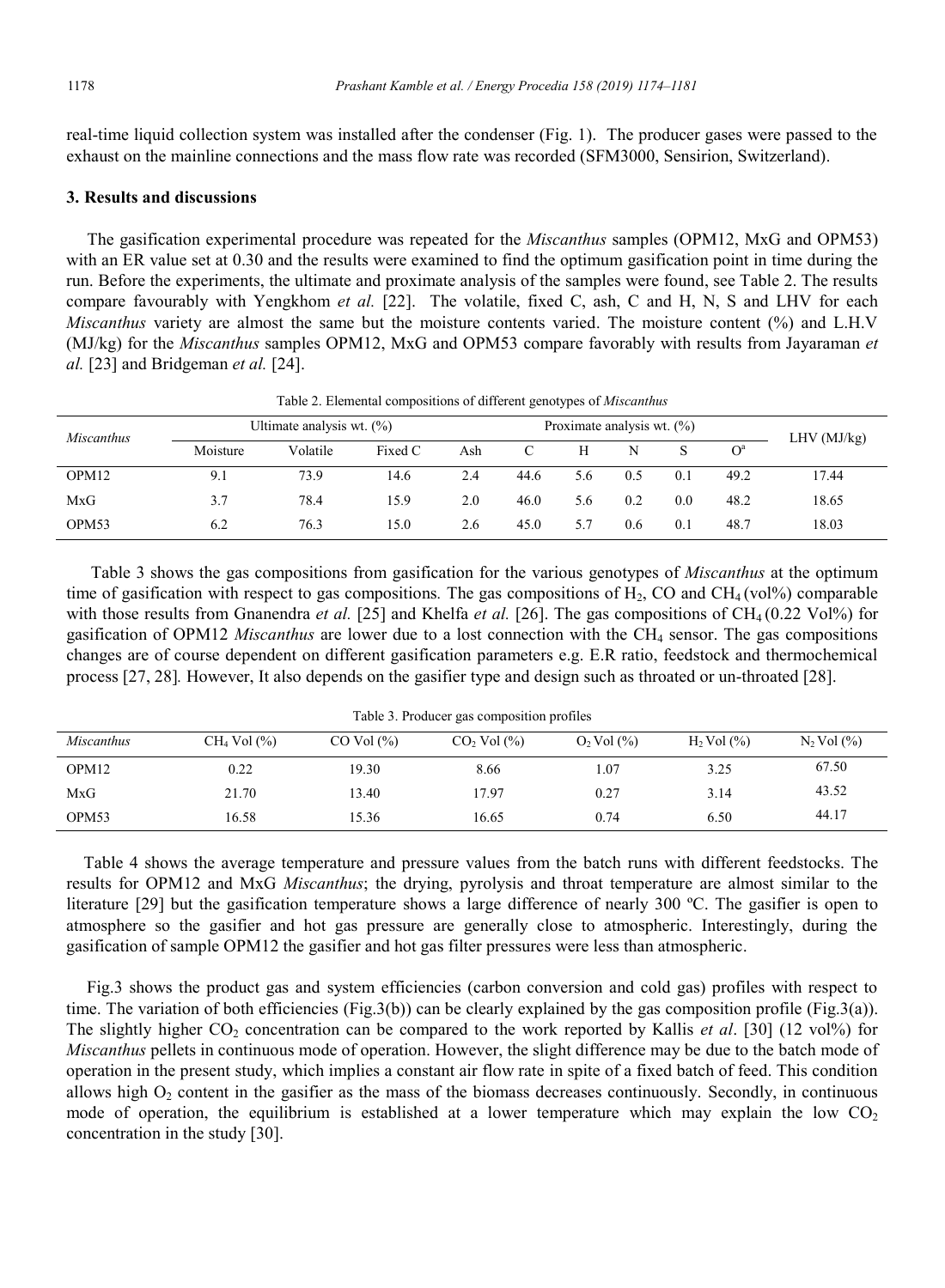real-time liquid collection system was installed after the condenser (Fig. 1). The producer gases were passed to the exhaust on the mainline connections and the mass flow rate was recorded (SFM3000, Sensirion, Switzerland).

## 3. Results and discussions

The gasification experimental procedure was repeated for the *Miscanthus* samples (OPM12, MxG and OPM53) with an ER value set at 0.30 and the results were examined to find the optimum gasification point in time during the run. Before the experiments, the ultimate and proximate analysis of the samples were found, see Table 2. The results compare favourably with Yengkhom *et al.* [22]. The volatile, fixed C, ash, C and H, N, S and LHV for each *Miscanthus* variety are almost the same but the moisture contents varied. The moisture content (%) and L.H.V (MJ/kg) for the *Miscanthus* samples OPM12, MxG and OPM53 compare favorably with results from Jayaraman *et al.* [23] and Bridgeman *et al.* [24].

Table 2. Elemental compositions of different genotypes of *Miscanthus*

| *Miscanthus* | Ultimate analysis wt. (%) | | | Proximate analysis wt. (%) | | | | | | LHV (MJ/kg) |
|---|---|---|---|---|---|---|---|---|---|---|
| | Moisture | Volatile | Fixed C | Ash | C | H | N | S | O[a] | |
| OPM12 | 9.1 | 73.9 | 14.6 | 2.4 | 44.6 | 5.6 | 0.5 | 0.1 | 49.2 | 17.44 |
| MxG | 3.7 | 78.4 | 15.9 | 2.0 | 46.0 | 5.6 | 0.2 | 0.0 | 48.2 | 18.65 |
| OPM53 | 6.2 | 76.3 | 15.0 | 2.6 | 45.0 | 5.7 | 0.6 | 0.1 | 48.7 | 18.03 |

Table 3 shows the gas compositions from gasification for the various genotypes of *Miscanthus* at the optimum time of gasification with respect to gas compositions. The gas compositions of $H_2$, CO and $CH_4$ (vol%) comparable with those results from Gnanendra *et al.* [25] and Khelfa *et al.* [26]. The gas compositions of $CH_4$ (0.22 Vol%) for gasification of OPM12 *Miscanthus* are lower due to a lost connection with the $CH_4$ sensor. The gas compositions changes are of course dependent on different gasification parameters e.g. E.R ratio, feedstock and thermochemical process [27, 28]. However, It also depends on the gasifier type and design such as throated or un-throated [28].

Table 3. Producer gas composition profiles

| *Miscanthus* | $CH_4$ Vol (%) | CO Vol (%) | $CO_2$ Vol (%) | $O_2$ Vol (%) | $H_2$ Vol (%) | $N_2$ Vol (%) |
|---|---|---|---|---|---|---|
| OPM12 | 0.22 | 19.30 | 8.66 | 1.07 | 3.25 | 67.50 |
| MxG | 21.70 | 13.40 | 17.97 | 0.27 | 3.14 | 43.52 |
| OPM53 | 16.58 | 15.36 | 16.65 | 0.74 | 6.50 | 44.17 |

Table 4 shows the average temperature and pressure values from the batch runs with different feedstocks. The results for OPM12 and MxG *Miscanthus*; the drying, pyrolysis and throat temperature are almost similar to the literature [29] but the gasification temperature shows a large difference of nearly 300 ºC. The gasifier is open to atmosphere so the gasifier and hot gas pressure are generally close to atmospheric. Interestingly, during the gasification of sample OPM12 the gasifier and hot gas filter pressures were less than atmospheric.

Fig.3 shows the product gas and system efficiencies (carbon conversion and cold gas) profiles with respect to time. The variation of both efficiencies (Fig.3(b)) can be clearly explained by the gas composition profile (Fig.3(a)). The slightly higher $CO_2$ concentration can be compared to the work reported by Kallis *et al*. [30] (12 vol%) for *Miscanthus* pellets in continuous mode of operation. However, the slight difference may be due to the batch mode of operation in the present study, which implies a constant air flow rate in spite of a fixed batch of feed. This condition allows high $O_2$ content in the gasifier as the mass of the biomass decreases continuously. Secondly, in continuous mode of operation, the equilibrium is established at a lower temperature which may explain the low $CO_2$ concentration in the study [30].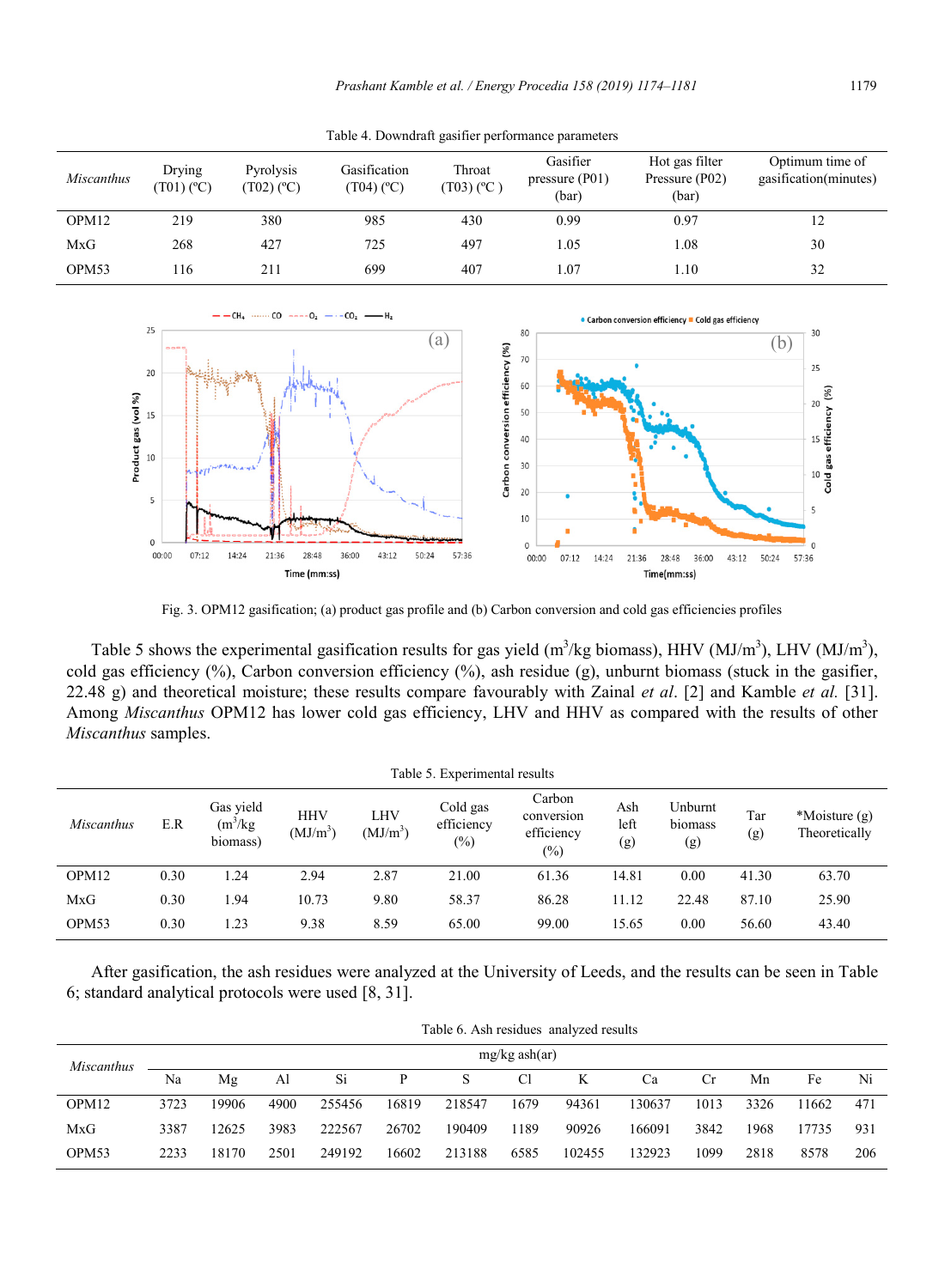Table 4. Downdraft gasifier performance parameters

| *Miscanthus* | Drying (T01) (ºC) | Pyrolysis (T02) (ºC) | Gasification (T04) (ºC) | Throat (T03) (ºC ) | Gasifier pressure (P01) (bar) | Hot gas filter Pressure (P02) (bar) | Optimum time of gasification(minutes) |
|---|---|---|---|---|---|---|---|
| OPM12 | 219 | 380 | 985 | 430 | 0.99 | 0.97 | 12 |
| MxG | 268 | 427 | 725 | 497 | 1.05 | 1.08 | 30 |
| OPM53 | 116 | 211 | 699 | 407 | 1.07 | 1.10 | 32 |

Fig. 3. OPM12 gasification; (a) product gas profile and (b) Carbon conversion and cold gas efficiencies profiles

Table 5 shows the experimental gasification results for gas yield ($m^3$/kg biomass), HHV (MJ/$m^3$), LHV (MJ/$m^3$), cold gas efficiency (%), Carbon conversion efficiency (%), ash residue (g), unburnt biomass (stuck in the gasifier, 22.48 g) and theoretical moisture; these results compare favourably with Zainal *et al*. [2] and Kamble *et al.* [31]. Among *Miscanthus* OPM12 has lower cold gas efficiency, LHV and HHV as compared with the results of other *Miscanthus* samples.

Table 5. Experimental results

| *Miscanthus* | E.R | Gas yield ($m^3$/kg biomass) | HHV (MJ/$m^3$) | LHV (MJ/$m^3$) | Cold gas efficiency (%) | Carbon conversion efficiency (%) | Ash left (g) | Unburnt biomass (g) | Tar (g) | *Moisture (g) Theoretically |
|---|---|---|---|---|---|---|---|---|---|---|
| OPM12 | 0.30 | 1.24 | 2.94 | 2.87 | 21.00 | 61.36 | 14.81 | 0.00 | 41.30 | 63.70 |
| MxG | 0.30 | 1.94 | 10.73 | 9.80 | 58.37 | 86.28 | 11.12 | 22.48 | 87.10 | 25.90 |
| OPM53 | 0.30 | 1.23 | 9.38 | 8.59 | 65.00 | 99.00 | 15.65 | 0.00 | 56.60 | 43.40 |

After gasification, the ash residues were analyzed at the University of Leeds, and the results can be seen in Table 6; standard analytical protocols were used [8, 31].

Table 6. Ash residues analyzed results

| *Miscanthus* | mg/kg ash(ar) | | | | | | | | | | | | |
|---|---|---|---|---|---|---|---|---|---|---|---|---|---|
| | Na | Mg | Al | Si | P | S | Cl | K | Ca | Cr | Mn | Fe | Ni |
| OPM12 | 3723 | 19906 | 4900 | 255456 | 16819 | 218547 | 1679 | 94361 | 130637 | 1013 | 3326 | 11662 | 471 |
| MxG | 3387 | 12625 | 3983 | 222567 | 26702 | 190409 | 1189 | 90926 | 166091 | 3842 | 1968 | 17735 | 931 |
| OPM53 | 2233 | 18170 | 2501 | 249192 | 16602 | 213188 | 6585 | 102455 | 132923 | 1099 | 2818 | 8578 | 206 |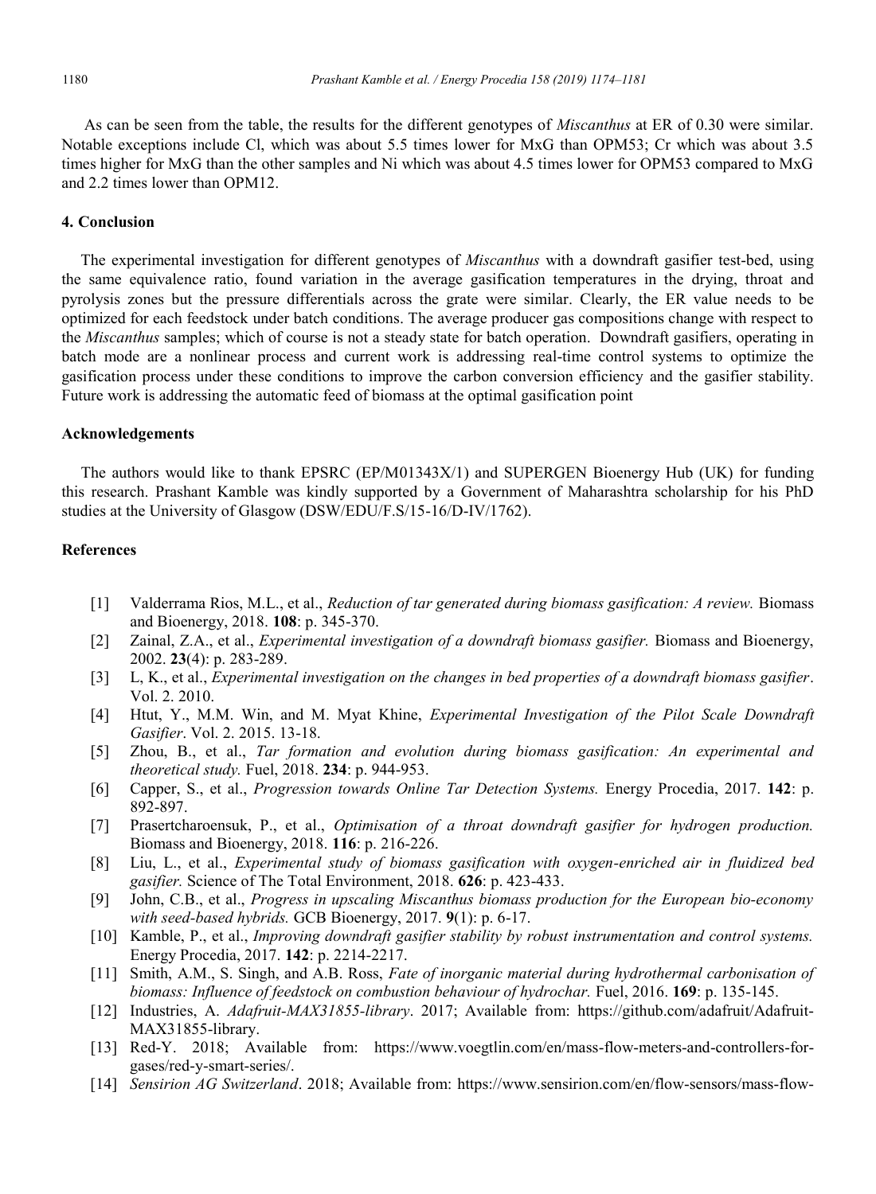As can be seen from the table, the results for the different genotypes of *Miscanthus* at ER of 0.30 were similar. Notable exceptions include Cl, which was about 5.5 times lower for MxG than OPM53; Cr which was about 3.5 times higher for MxG than the other samples and Ni which was about 4.5 times lower for OPM53 compared to MxG and 2.2 times lower than OPM12.

## 4. Conclusion

The experimental investigation for different genotypes of *Miscanthus* with a downdraft gasifier test-bed, using the same equivalence ratio, found variation in the average gasification temperatures in the drying, throat and pyrolysis zones but the pressure differentials across the grate were similar. Clearly, the ER value needs to be optimized for each feedstock under batch conditions. The average producer gas compositions change with respect to the *Miscanthus* samples; which of course is not a steady state for batch operation. Downdraft gasifiers, operating in batch mode are a nonlinear process and current work is addressing real-time control systems to optimize the gasification process under these conditions to improve the carbon conversion efficiency and the gasifier stability. Future work is addressing the automatic feed of biomass at the optimal gasification point

## Acknowledgements

The authors would like to thank EPSRC (EP/M01343X/1) and SUPERGEN Bioenergy Hub (UK) for funding this research. Prashant Kamble was kindly supported by a Government of Maharashtra scholarship for his PhD studies at the University of Glasgow (DSW/EDU/F.S/15-16/D-IV/1762).

## References

[1] Valderrama Rios, M.L., et al., *Reduction of tar generated during biomass gasification: A review.* Biomass and Bioenergy, 2018. **108**: p. 345-370.

[2] Zainal, Z.A., et al., *Experimental investigation of a downdraft biomass gasifier.* Biomass and Bioenergy, 2002. **23**(4): p. 283-289.

[3] L, K., et al., *Experimental investigation on the changes in bed properties of a downdraft biomass gasifier*. Vol. 2. 2010.

[4] Htut, Y., M.M. Win, and M. Myat Khine, *Experimental Investigation of the Pilot Scale Downdraft Gasifier*. Vol. 2. 2015. 13-18.

[5] Zhou, B., et al., *Tar formation and evolution during biomass gasification: An experimental and theoretical study.* Fuel, 2018. **234**: p. 944-953.

[6] Capper, S., et al., *Progression towards Online Tar Detection Systems.* Energy Procedia, 2017. **142**: p. 892-897.

[7] Prasertcharoensuk, P., et al., *Optimisation of a throat downdraft gasifier for hydrogen production.* Biomass and Bioenergy, 2018. **116**: p. 216-226.

[8] Liu, L., et al., *Experimental study of biomass gasification with oxygen-enriched air in fluidized bed gasifier.* Science of The Total Environment, 2018. **626**: p. 423-433.

[9] John, C.B., et al., *Progress in upscaling Miscanthus biomass production for the European bio-economy with seed-based hybrids.* GCB Bioenergy, 2017. **9**(1): p. 6-17.

[10] Kamble, P., et al., *Improving downdraft gasifier stability by robust instrumentation and control systems.* Energy Procedia, 2017. **142**: p. 2214-2217.

[11] Smith, A.M., S. Singh, and A.B. Ross, *Fate of inorganic material during hydrothermal carbonisation of biomass: Influence of feedstock on combustion behaviour of hydrochar.* Fuel, 2016. **169**: p. 135-145.

[12] Industries, A. *Adafruit-MAX31855-library*. 2017; Available from: https://github.com/adafruit/Adafruit-MAX31855-library.

[13] Red-Y. 2018; Available from: https://www.voegtlin.com/en/mass-flow-meters-and-controllers-for-gases/red-y-smart-series/.

[14] *Sensirion AG Switzerland*. 2018; Available from: https://www.sensirion.com/en/flow-sensors/mass-flow-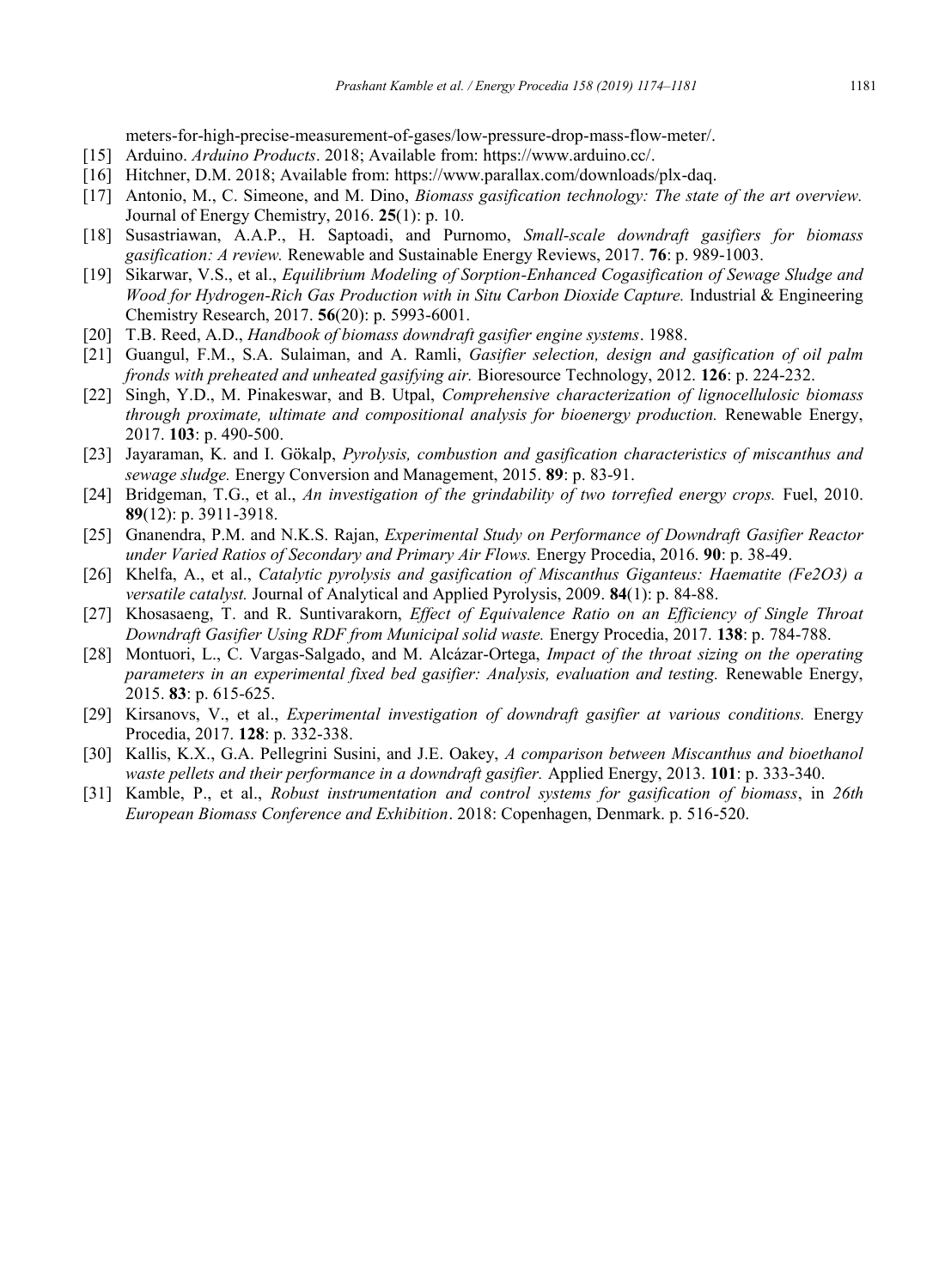meters-for-high-precise-measurement-of-gases/low-pressure-drop-mass-flow-meter/.

[15] Arduino. *Arduino Products*. 2018; Available from: https://www.arduino.cc/.

[16] Hitchner, D.M. 2018; Available from: https://www.parallax.com/downloads/plx-daq.

[17] Antonio, M., C. Simeone, and M. Dino, *Biomass gasification technology: The state of the art overview.* Journal of Energy Chemistry, 2016. **25**(1): p. 10.

[18] Susastriawan, A.A.P., H. Saptoadi, and Purnomo, *Small-scale downdraft gasifiers for biomass gasification: A review.* Renewable and Sustainable Energy Reviews, 2017. **76**: p. 989-1003.

[19] Sikarwar, V.S., et al., *Equilibrium Modeling of Sorption-Enhanced Cogasification of Sewage Sludge and Wood for Hydrogen-Rich Gas Production with in Situ Carbon Dioxide Capture.* Industrial & Engineering Chemistry Research, 2017. **56**(20): p. 5993-6001.

[20] T.B. Reed, A.D., *Handbook of biomass downdraft gasifier engine systems*. 1988.

[21] Guangul, F.M., S.A. Sulaiman, and A. Ramli, *Gasifier selection, design and gasification of oil palm fronds with preheated and unheated gasifying air.* Bioresource Technology, 2012. **126**: p. 224-232.

[22] Singh, Y.D., M. Pinakeswar, and B. Utpal, *Comprehensive characterization of lignocellulosic biomass through proximate, ultimate and compositional analysis for bioenergy production.* Renewable Energy, 2017. **103**: p. 490-500.

[23] Jayaraman, K. and I. Gökalp, *Pyrolysis, combustion and gasification characteristics of miscanthus and sewage sludge.* Energy Conversion and Management, 2015. **89**: p. 83-91.

[24] Bridgeman, T.G., et al., *An investigation of the grindability of two torrefied energy crops.* Fuel, 2010. **89**(12): p. 3911-3918.

[25] Gnanendra, P.M. and N.K.S. Rajan, *Experimental Study on Performance of Downdraft Gasifier Reactor under Varied Ratios of Secondary and Primary Air Flows.* Energy Procedia, 2016. **90**: p. 38-49.

[26] Khelfa, A., et al., *Catalytic pyrolysis and gasification of Miscanthus Giganteus: Haematite (Fe2O3) a versatile catalyst.* Journal of Analytical and Applied Pyrolysis, 2009. **84**(1): p. 84-88.

[27] Khosasaeng, T. and R. Suntivarakorn, *Effect of Equivalence Ratio on an Efficiency of Single Throat Downdraft Gasifier Using RDF from Municipal solid waste.* Energy Procedia, 2017. **138**: p. 784-788.

[28] Montuori, L., C. Vargas-Salgado, and M. Alcázar-Ortega, *Impact of the throat sizing on the operating parameters in an experimental fixed bed gasifier: Analysis, evaluation and testing.* Renewable Energy, 2015. **83**: p. 615-625.

[29] Kirsanovs, V., et al., *Experimental investigation of downdraft gasifier at various conditions.* Energy Procedia, 2017. **128**: p. 332-338.

[30] Kallis, K.X., G.A. Pellegrini Susini, and J.E. Oakey, *A comparison between Miscanthus and bioethanol waste pellets and their performance in a downdraft gasifier.* Applied Energy, 2013. **101**: p. 333-340.

[31] Kamble, P., et al., *Robust instrumentation and control systems for gasification of biomass*, in *26th European Biomass Conference and Exhibition*. 2018: Copenhagen, Denmark. p. 516-520.